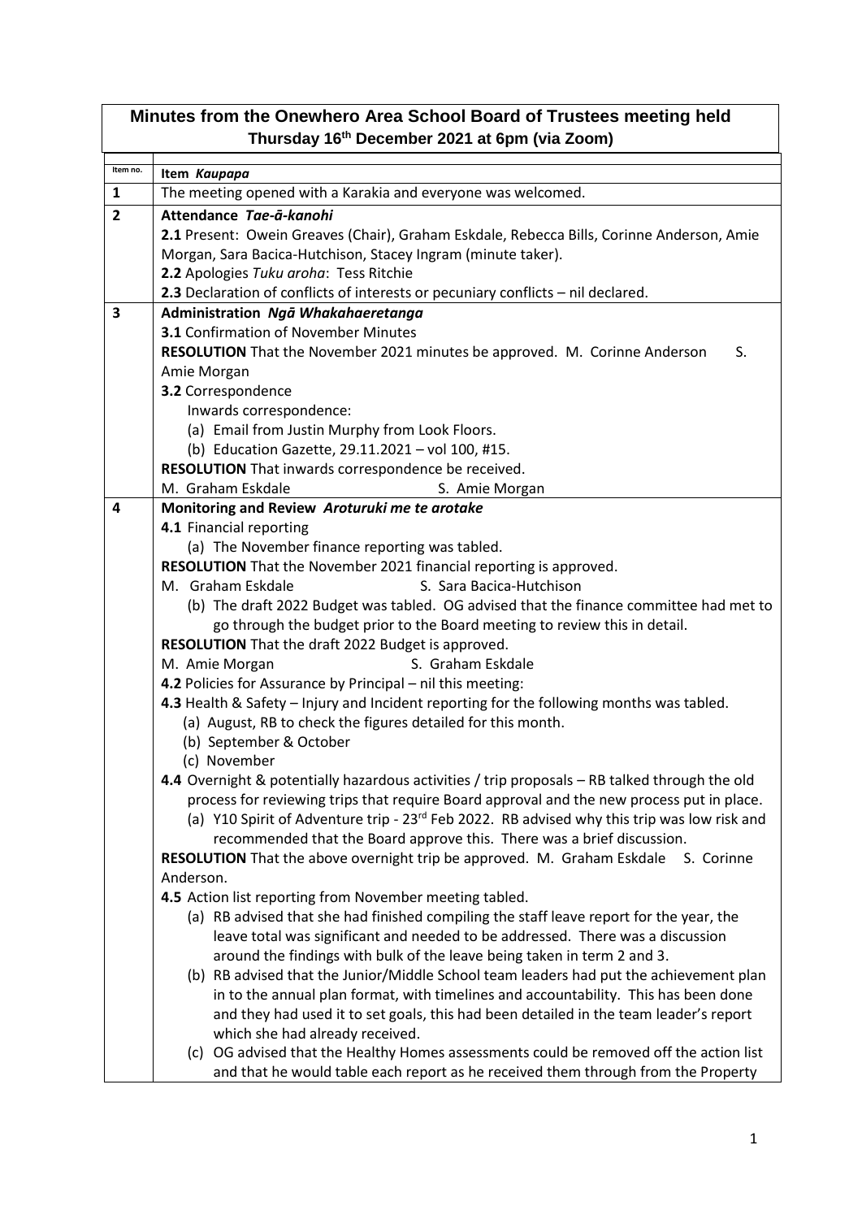# Minutes from the Onewhero Area School Board of Trustees meeting held
## Thursday 16th December 2021 at 6pm (via Zoom)

| Item no. | Item *Kaupapa* |
|---|---|
| 1 | The meeting opened with a Karakia and everyone was welcomed. |
| 2 | **Attendance *Tae-ā-kanohi***<br>**2.1** Present: Owein Greaves (Chair), Graham Eskdale, Rebecca Bills, Corinne Anderson, Amie Morgan, Sara Bacica-Hutchison, Stacey Ingram (minute taker).<br>**2.2** Apologies *Tuku aroha*: Tess Ritchie<br>**2.3** Declaration of conflicts of interests or pecuniary conflicts – nil declared. |
| 3 | **Administration *Ngā Whakahaeretanga***<br>**3.1** Confirmation of November Minutes<br>**RESOLUTION** That the November 2021 minutes be approved. M. Corinne Anderson S. Amie Morgan<br>**3.2** Correspondence<br>Inwards correspondence:<br>(a) Email from Justin Murphy from Look Floors.<br>(b) Education Gazette, 29.11.2021 – vol 100, #15.<br>**RESOLUTION** That inwards correspondence be received.<br>M. Graham Eskdale S. Amie Morgan |
| 4 | **Monitoring and Review *Aroturuki me te arotake***<br>**4.1** Financial reporting<br>(a) The November finance reporting was tabled.<br>**RESOLUTION** That the November 2021 financial reporting is approved.<br>M. Graham Eskdale S. Sara Bacica-Hutchison<br>(b) The draft 2022 Budget was tabled. OG advised that the finance committee had met to go through the budget prior to the Board meeting to review this in detail.<br>**RESOLUTION** That the draft 2022 Budget is approved.<br>M. Amie Morgan S. Graham Eskdale<br>**4.2** Policies for Assurance by Principal – nil this meeting:<br>**4.3** Health & Safety – Injury and Incident reporting for the following months was tabled.<br>(a) August, RB to check the figures detailed for this month.<br>(b) September & October<br>(c) November<br>**4.4** Overnight & potentially hazardous activities / trip proposals – RB talked through the old process for reviewing trips that require Board approval and the new process put in place.<br>(a) Y10 Spirit of Adventure trip - 23rd Feb 2022. RB advised why this trip was low risk and recommended that the Board approve this. There was a brief discussion.<br>**RESOLUTION** That the above overnight trip be approved. M. Graham Eskdale S. Corinne Anderson.<br>**4.5** Action list reporting from November meeting tabled.<br>(a) RB advised that she had finished compiling the staff leave report for the year, the leave total was significant and needed to be addressed. There was a discussion around the findings with bulk of the leave being taken in term 2 and 3.<br>(b) RB advised that the Junior/Middle School team leaders had put the achievement plan in to the annual plan format, with timelines and accountability. This has been done and they had used it to set goals, this had been detailed in the team leader's report which she had already received.<br>(c) OG advised that the Healthy Homes assessments could be removed off the action list and that he would table each report as he received them through from the Property |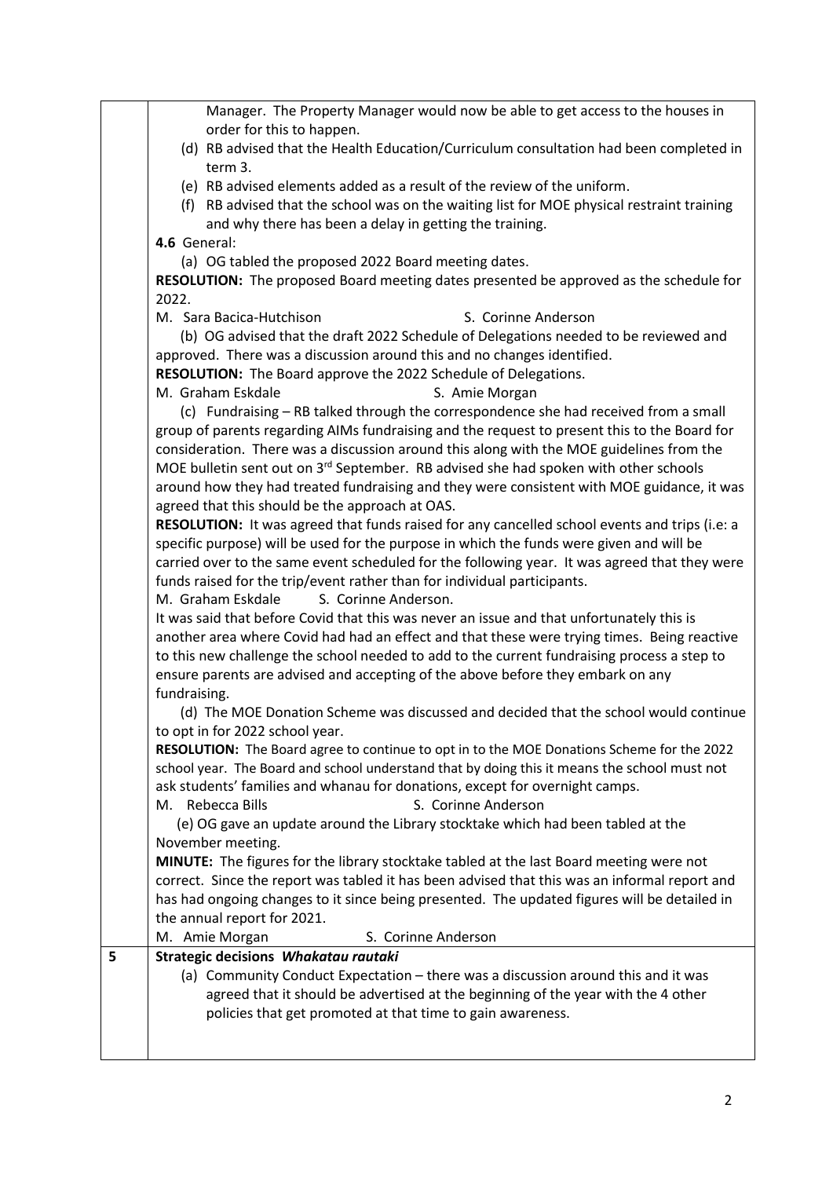Manager. The Property Manager would now be able to get access to the houses in order for this to happen.

(d) RB advised that the Health Education/Curriculum consultation had been completed in term 3.

(e) RB advised elements added as a result of the review of the uniform.

(f) RB advised that the school was on the waiting list for MOE physical restraint training and why there has been a delay in getting the training.

**4.6** General:

(a) OG tabled the proposed 2022 Board meeting dates.

**RESOLUTION:** The proposed Board meeting dates presented be approved as the schedule for 2022.

M. Sara Bacica-Hutchison S. Corinne Anderson

(b) OG advised that the draft 2022 Schedule of Delegations needed to be reviewed and approved. There was a discussion around this and no changes identified.

**RESOLUTION:** The Board approve the 2022 Schedule of Delegations.

M. Graham Eskdale S. Amie Morgan

(c) Fundraising – RB talked through the correspondence she had received from a small group of parents regarding AIMs fundraising and the request to present this to the Board for consideration. There was a discussion around this along with the MOE guidelines from the MOE bulletin sent out on 3rd September. RB advised she had spoken with other schools around how they had treated fundraising and they were consistent with MOE guidance, it was agreed that this should be the approach at OAS.

**RESOLUTION:** It was agreed that funds raised for any cancelled school events and trips (i.e: a specific purpose) will be used for the purpose in which the funds were given and will be carried over to the same event scheduled for the following year. It was agreed that they were funds raised for the trip/event rather than for individual participants.

M. Graham Eskdale S. Corinne Anderson.

It was said that before Covid that this was never an issue and that unfortunately this is another area where Covid had had an effect and that these were trying times. Being reactive to this new challenge the school needed to add to the current fundraising process a step to ensure parents are advised and accepting of the above before they embark on any fundraising.

(d) The MOE Donation Scheme was discussed and decided that the school would continue to opt in for 2022 school year.

**RESOLUTION:** The Board agree to continue to opt in to the MOE Donations Scheme for the 2022 school year. The Board and school understand that by doing this it means the school must not ask students' families and whanau for donations, except for overnight camps.

M. Rebecca Bills S. Corinne Anderson

(e) OG gave an update around the Library stocktake which had been tabled at the November meeting.

**MINUTE:** The figures for the library stocktake tabled at the last Board meeting were not correct. Since the report was tabled it has been advised that this was an informal report and has had ongoing changes to it since being presented. The updated figures will be detailed in the annual report for 2021.

M. Amie Morgan S. Corinne Anderson

## 5 Strategic decisions *Whakatau rautaki*

(a) Community Conduct Expectation – there was a discussion around this and it was agreed that it should be advertised at the beginning of the year with the 4 other policies that get promoted at that time to gain awareness.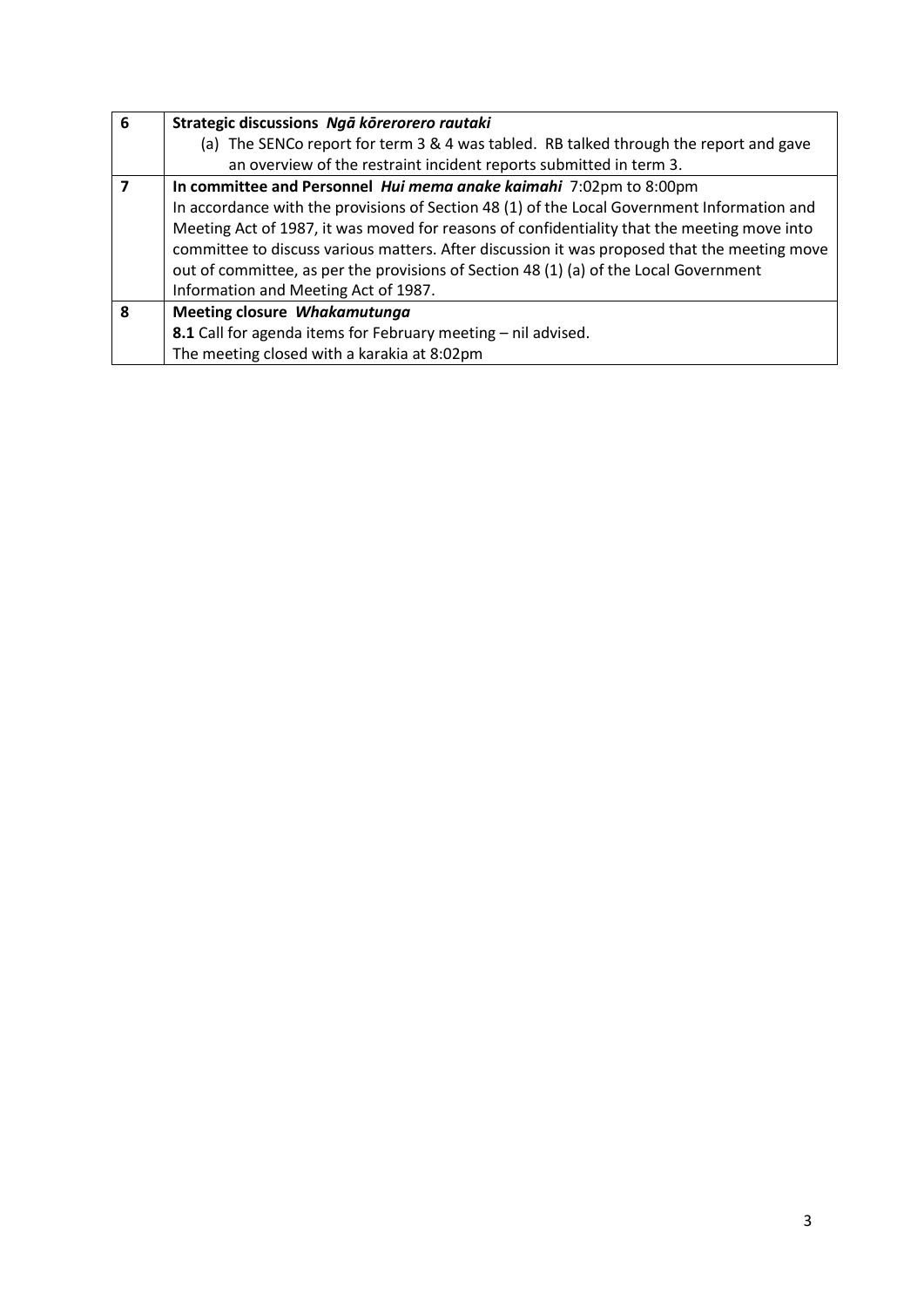| | |
|---|---|
| 6 | **Strategic discussions** ***Ngā kōrerorero rautaki***<br>(a) The SENCo report for term 3 & 4 was tabled. RB talked through the report and gave an overview of the restraint incident reports submitted in term 3. |
| 7 | **In committee and Personnel** ***Hui mema anake kaimahi*** 7:02pm to 8:00pm<br>In accordance with the provisions of Section 48 (1) of the Local Government Information and Meeting Act of 1987, it was moved for reasons of confidentiality that the meeting move into committee to discuss various matters. After discussion it was proposed that the meeting move out of committee, as per the provisions of Section 48 (1) (a) of the Local Government Information and Meeting Act of 1987. |
| 8 | **Meeting closure** ***Whakamutunga***<br>**8.1** Call for agenda items for February meeting – nil advised.<br>The meeting closed with a karakia at 8:02pm |